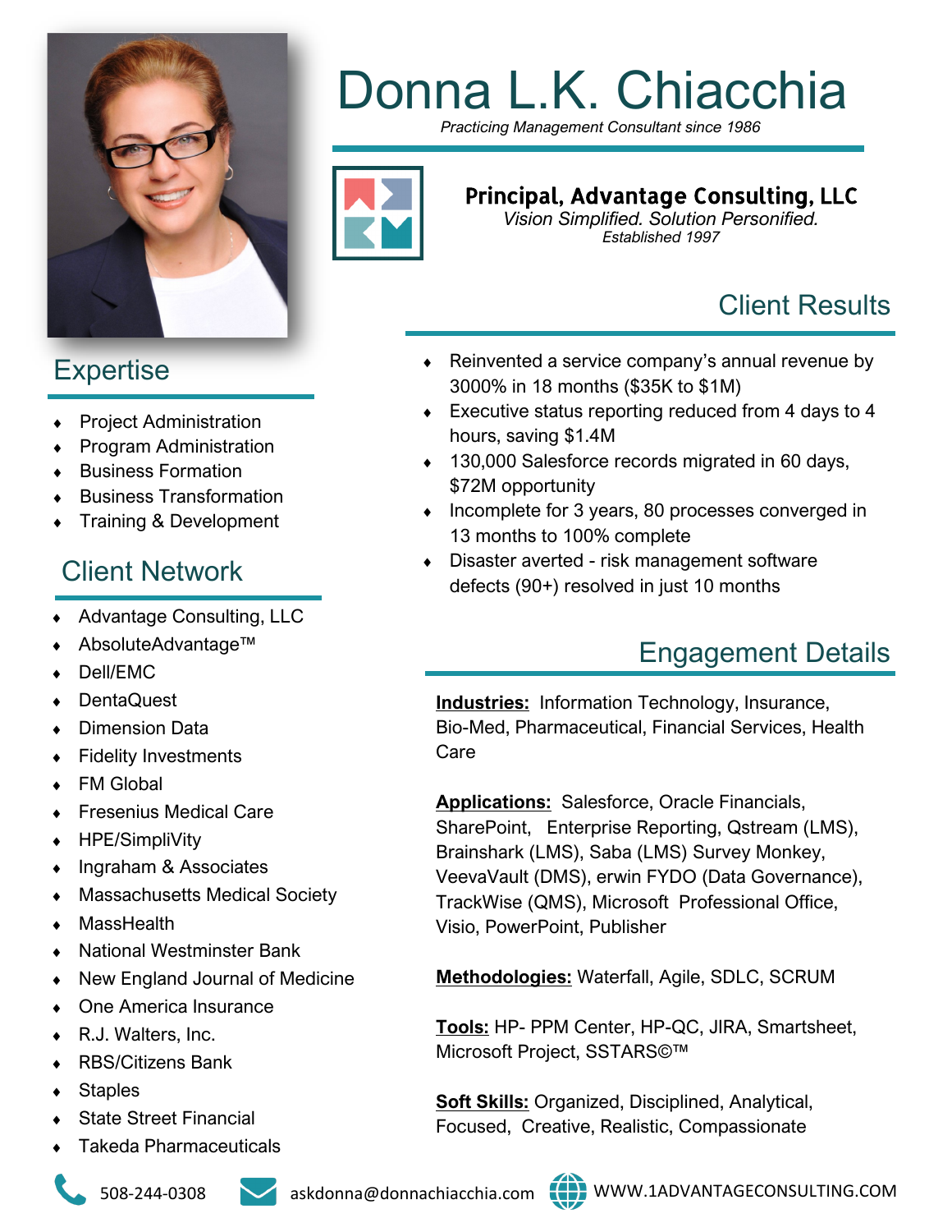# Donna L.K. Chiacchia

*Practicing Management Consultant since 1986*

**Principal, Advantage Consulting, LLC**

*Vision Simplified. Solution Personified.*

*Established 1997*

## Client Results

- Reinvented a service company's annual revenue by 3000% in 18 months ($35K to $1M)
- Executive status reporting reduced from 4 days to 4 hours, saving $1.4M
- 130,000 Salesforce records migrated in 60 days, $72M opportunity
- Incomplete for 3 years, 80 processes converged in 13 months to 100% complete
- Disaster averted - risk management software defects (90+) resolved in just 10 months

## Expertise

- Project Administration
- Program Administration
- Business Formation
- Business Transformation
- Training & Development

## Client Network

- Advantage Consulting, LLC
- AbsoluteAdvantage™
- Dell/EMC
- DentaQuest
- Dimension Data
- Fidelity Investments
- FM Global
- Fresenius Medical Care
- HPE/SimpliVity
- Ingraham & Associates
- Massachusetts Medical Society
- MassHealth
- National Westminster Bank
- New England Journal of Medicine
- One America Insurance
- R.J. Walters, Inc.
- RBS/Citizens Bank
- Staples
- State Street Financial
- Takeda Pharmaceuticals

## Engagement Details

**Industries:** Information Technology, Insurance, Bio-Med, Pharmaceutical, Financial Services, Health Care

**Applications:** Salesforce, Oracle Financials, SharePoint, Enterprise Reporting, Qstream (LMS), Brainshark (LMS), Saba (LMS) Survey Monkey, VeevaVault (DMS), erwin FYDO (Data Governance), TrackWise (QMS), Microsoft Professional Office, Visio, PowerPoint, Publisher

**Methodologies:** Waterfall, Agile, SDLC, SCRUM

**Tools:** HP- PPM Center, HP-QC, JIRA, Smartsheet, Microsoft Project, SSTARS©™

**Soft Skills:** Organized, Disciplined, Analytical, Focused, Creative, Realistic, Compassionate

508-244-0308 | askdonna@donnachiacchia.com | WWW.1ADVANTAGECONSULTING.COM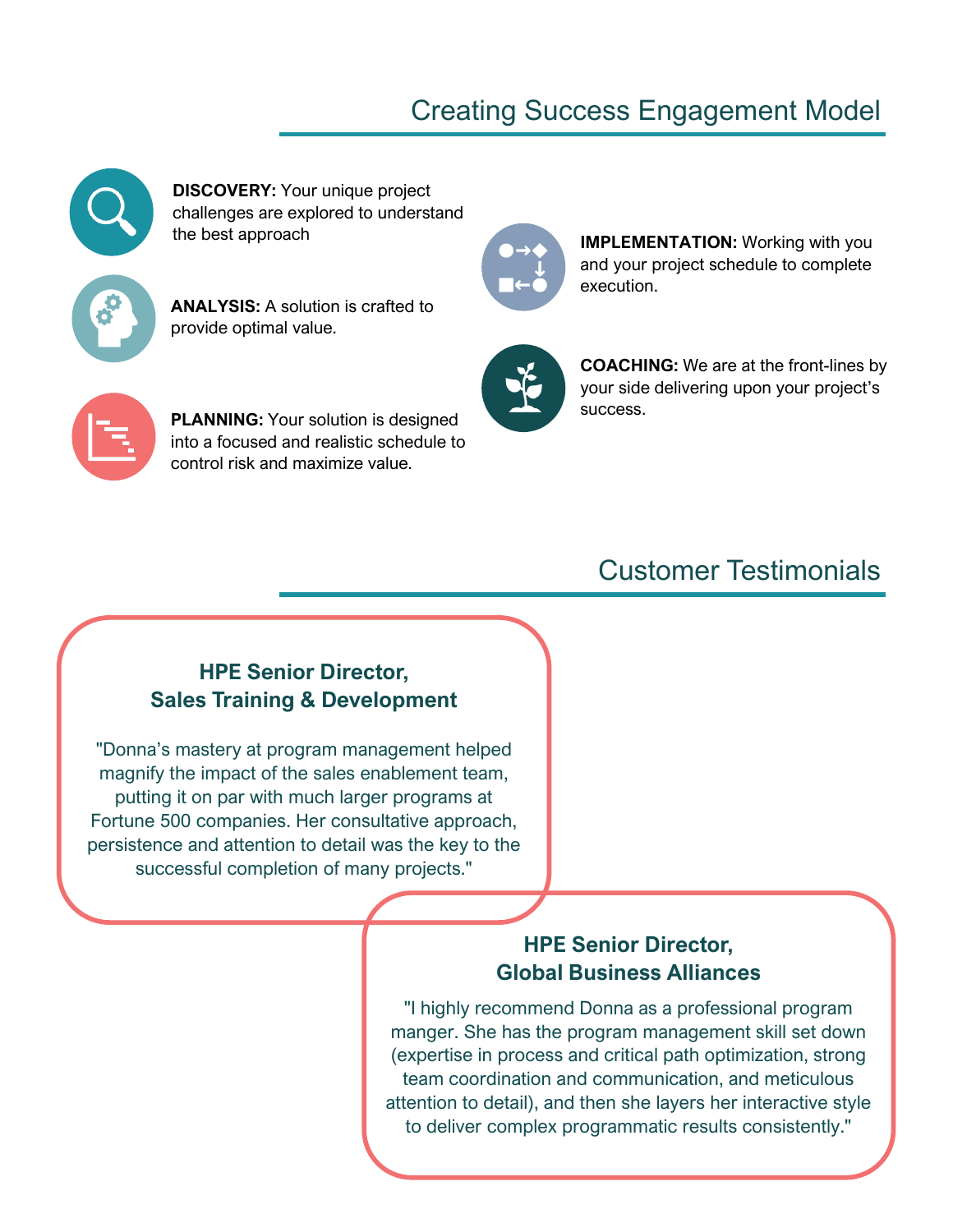## Creating Success Engagement Model

**DISCOVERY:** Your unique project challenges are explored to understand the best approach

**ANALYSIS:** A solution is crafted to provide optimal value.

**PLANNING:** Your solution is designed into a focused and realistic schedule to control risk and maximize value.

**IMPLEMENTATION:** Working with you and your project schedule to complete execution.

**COACHING:** We are at the front-lines by your side delivering upon your project's success.

## Customer Testimonials

**HPE Senior Director, Sales Training & Development**

"Donna's mastery at program management helped magnify the impact of the sales enablement team, putting it on par with much larger programs at Fortune 500 companies. Her consultative approach, persistence and attention to detail was the key to the successful completion of many projects."

**HPE Senior Director, Global Business Alliances**

"I highly recommend Donna as a professional program manger. She has the program management skill set down (expertise in process and critical path optimization, strong team coordination and communication, and meticulous attention to detail), and then she layers her interactive style to deliver complex programmatic results consistently."